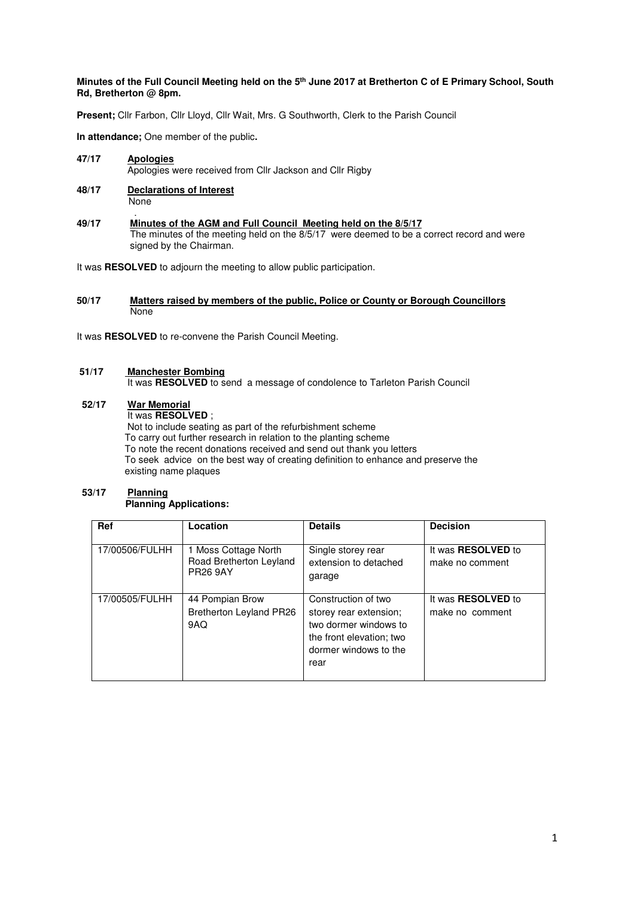**Minutes of the Full Council Meeting held on the 5th June 2017 at Bretherton C of E Primary School, South Rd, Bretherton @ 8pm.**

**Present;** Cllr Farbon, Cllr Lloyd, Cllr Wait, Mrs. G Southworth, Clerk to the Parish Council

**In attendance;** One member of the public**.**

**47/17 Apologies**
Apologies were received from Cllr Jackson and Cllr Rigby

**48/17 Declarations of Interest**
None

**49/17 Minutes of the AGM and Full Council Meeting held on the 8/5/17**
The minutes of the meeting held on the 8/5/17 were deemed to be a correct record and were signed by the Chairman.

It was **RESOLVED** to adjourn the meeting to allow public participation.

**50/17 Matters raised by members of the public, Police or County or Borough Councillors**
None

It was **RESOLVED** to re-convene the Parish Council Meeting.

**51/17 Manchester Bombing**
It was **RESOLVED** to send a message of condolence to Tarleton Parish Council

**52/17 War Memorial**
It was **RESOLVED** ;
Not to include seating as part of the refurbishment scheme
To carry out further research in relation to the planting scheme
To note the recent donations received and send out thank you letters
To seek advice on the best way of creating definition to enhance and preserve the existing name plaques

**53/17 Planning**
**Planning Applications:**

| Ref | Location | Details | Decision |
|---|---|---|---|
| 17/00506/FULHH | 1 Moss Cottage North Road Bretherton Leyland PR26 9AY | Single storey rear extension to detached garage | It was **RESOLVED** to make no comment |
| 17/00505/FULHH | 44 Pompian Brow Bretherton Leyland PR26 9AQ | Construction of two storey rear extension; two dormer windows to the front elevation; two dormer windows to the rear | It was **RESOLVED** to make no comment |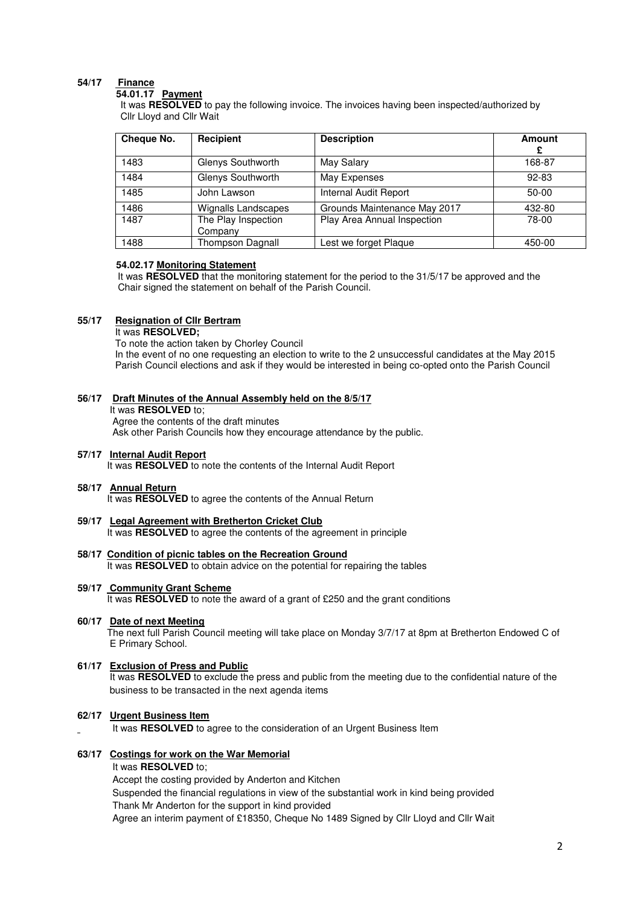**54/17 Finance**

**54.01.17 Payment**

It was **RESOLVED** to pay the following invoice. The invoices having been inspected/authorized by Cllr Lloyd and Cllr Wait

| Cheque No. | Recipient | Description | Amount £ |
|---|---|---|---|
| 1483 | Glenys Southworth | May Salary | 168-87 |
| 1484 | Glenys Southworth | May Expenses | 92-83 |
| 1485 | John Lawson | Internal Audit Report | 50-00 |
| 1486 | Wignalls Landscapes | Grounds Maintenance May 2017 | 432-80 |
| 1487 | The Play Inspection Company | Play Area Annual Inspection | 78-00 |
| 1488 | Thompson Dagnall | Lest we forget Plaque | 450-00 |

**54.02.17 Monitoring Statement**

It was **RESOLVED** that the monitoring statement for the period to the 31/5/17 be approved and the Chair signed the statement on behalf of the Parish Council.

**55/17 Resignation of Cllr Bertram**

It was **RESOLVED;**

To note the action taken by Chorley Council

In the event of no one requesting an election to write to the 2 unsuccessful candidates at the May 2015 Parish Council elections and ask if they would be interested in being co-opted onto the Parish Council

**56/17 Draft Minutes of the Annual Assembly held on the 8/5/17**

It was **RESOLVED** to;

Agree the contents of the draft minutes

Ask other Parish Councils how they encourage attendance by the public.

**57/17 Internal Audit Report**

It was **RESOLVED** to note the contents of the Internal Audit Report

**58/17 Annual Return**

It was **RESOLVED** to agree the contents of the Annual Return

**59/17 Legal Agreement with Bretherton Cricket Club**

It was **RESOLVED** to agree the contents of the agreement in principle

**58/17 Condition of picnic tables on the Recreation Ground**

It was **RESOLVED** to obtain advice on the potential for repairing the tables

**59/17 Community Grant Scheme**

It was **RESOLVED** to note the award of a grant of £250 and the grant conditions

**60/17 Date of next Meeting**

The next full Parish Council meeting will take place on Monday 3/7/17 at 8pm at Bretherton Endowed C of E Primary School.

**61/17 Exclusion of Press and Public**

It was **RESOLVED** to exclude the press and public from the meeting due to the confidential nature of the business to be transacted in the next agenda items

**62/17 Urgent Business Item**

It was **RESOLVED** to agree to the consideration of an Urgent Business Item

**63/17 Costings for work on the War Memorial**

It was **RESOLVED** to;

Accept the costing provided by Anderton and Kitchen

Suspended the financial regulations in view of the substantial work in kind being provided

Thank Mr Anderton for the support in kind provided

Agree an interim payment of £18350, Cheque No 1489 Signed by Cllr Lloyd and Cllr Wait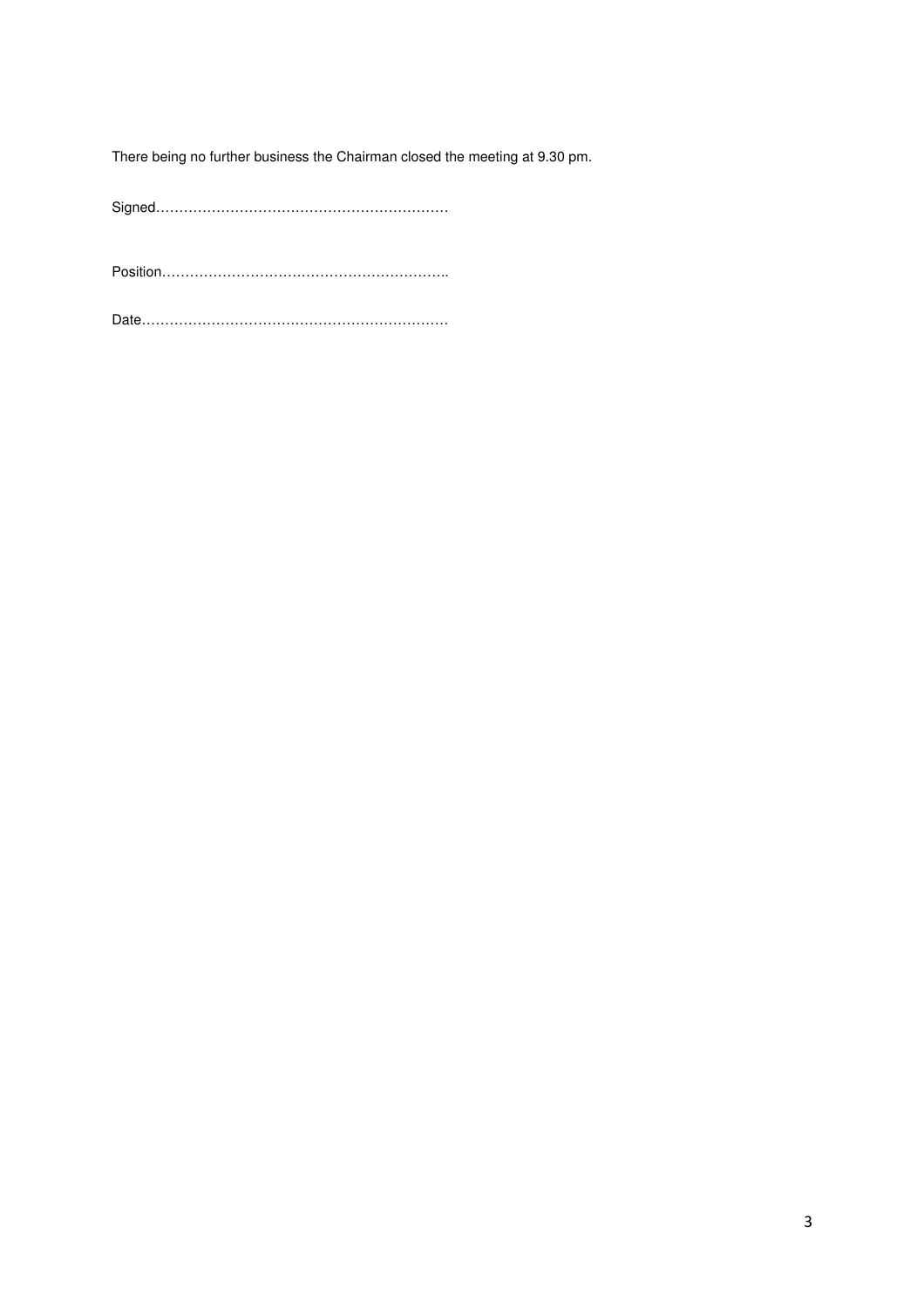There being no further business the Chairman closed the meeting at 9.30 pm.

Signed………………………………………………………

Position……………………………………………………..

Date…………………………………………………………